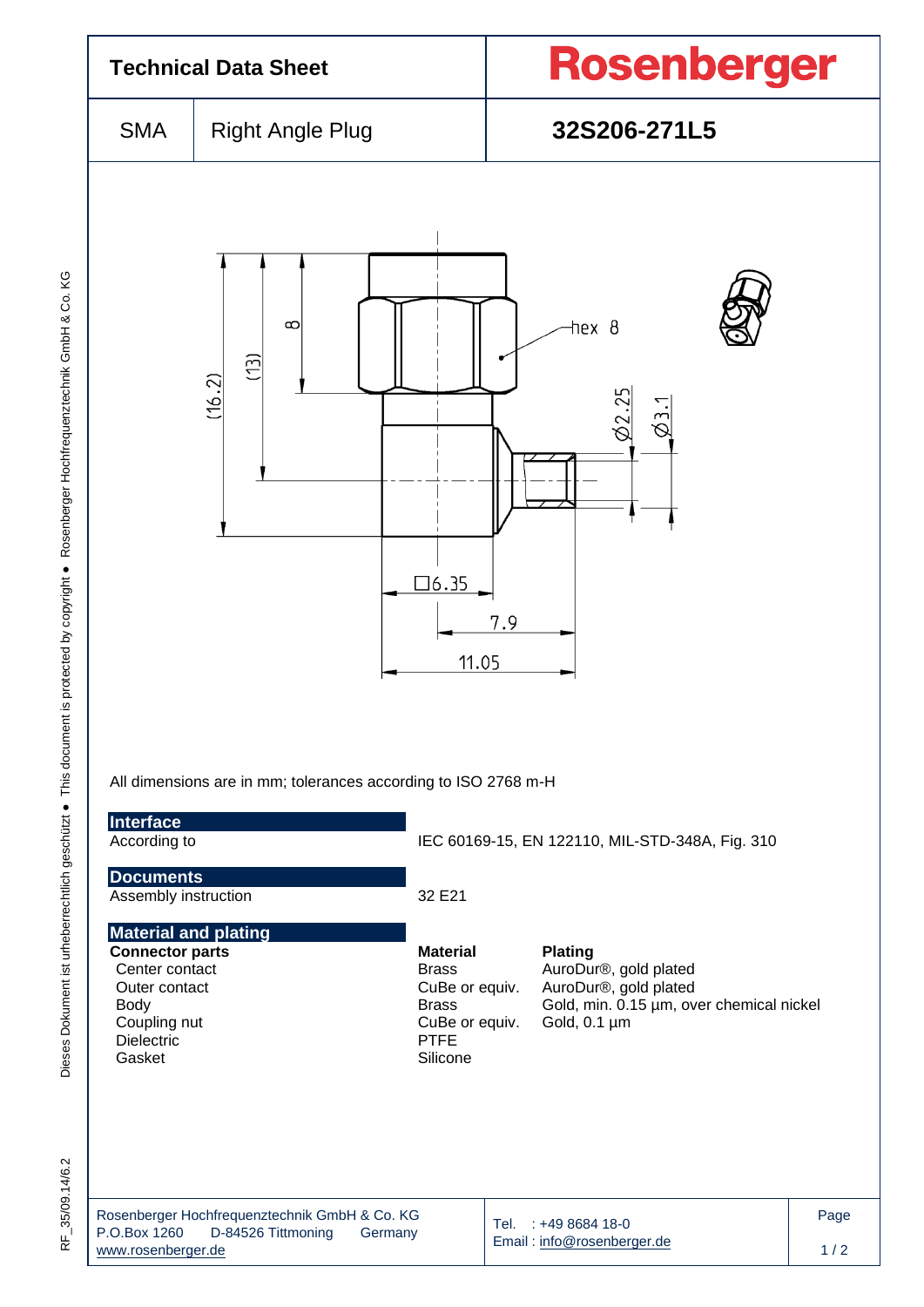# Technical Data Sheet

**Rosenberger**

| SMA | Right Angle Plug | **32S206-271L5** |
|---|---|---|

All dimensions are in mm; tolerances according to ISO 2768 m-H

## Interface

According to IEC 60169-15, EN 122110, MIL-STD-348A, Fig. 310

## Documents

Assembly instruction 32 E21

## Material and plating

| **Connector parts** | **Material** | **Plating** |
|---|---|---|
| Center contact | Brass | AuroDur®, gold plated |
| Outer contact | CuBe or equiv. | AuroDur®, gold plated |
| Body | Brass | Gold, min. 0.15 µm, over chemical nickel |
| Coupling nut | CuBe or equiv. | Gold, 0.1 µm |
| Dielectric | PTFE | |
| Gasket | Silicone | |

Rosenberger Hochfrequenztechnik GmbH & Co. KG
P.O.Box 1260 D-84526 Tittmoning Germany
www.rosenberger.de

Tel. : +49 8684 18-0
Email : info@rosenberger.de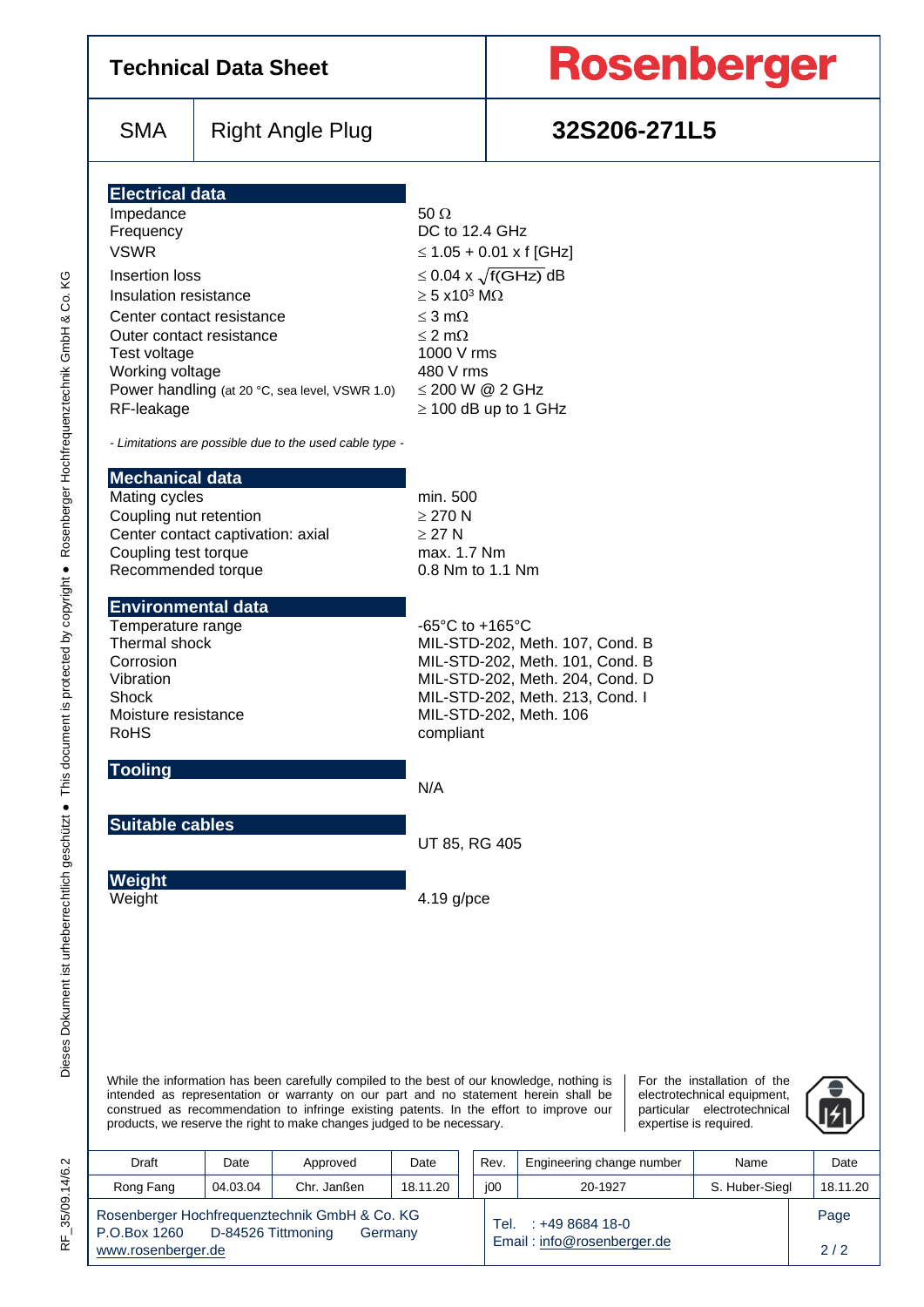# Technical Data Sheet

**Rosenberger**

| SMA | Right Angle Plug | **32S206-271L5** |
|---|---|---|

## Electrical data

| | |
|---|---|
| Impedance | 50 Ω |
| Frequency | DC to 12.4 GHz |
| VSWR | ≤ 1.05 + 0.01 x f [GHz] |
| Insertion loss | ≤ 0.04 x $\sqrt{f(GHz)}$ dB |
| Insulation resistance | ≥ 5 x10³ MΩ |
| Center contact resistance | ≤ 3 mΩ |
| Outer contact resistance | ≤ 2 mΩ |
| Test voltage | 1000 V rms |
| Working voltage | 480 V rms |
| Power handling (at 20 °C, sea level, VSWR 1.0) | ≤ 200 W @ 2 GHz |
| RF-leakage | ≥ 100 dB up to 1 GHz |

*- Limitations are possible due to the used cable type -*

## Mechanical data

| | |
|---|---|
| Mating cycles | min. 500 |
| Coupling nut retention | ≥ 270 N |
| Center contact captivation: axial | ≥ 27 N |
| Coupling test torque | max. 1.7 Nm |
| Recommended torque | 0.8 Nm to 1.1 Nm |

## Environmental data

| | |
|---|---|
| Temperature range | -65°C to +165°C |
| Thermal shock | MIL-STD-202, Meth. 107, Cond. B |
| Corrosion | MIL-STD-202, Meth. 101, Cond. B |
| Vibration | MIL-STD-202, Meth. 204, Cond. D |
| Shock | MIL-STD-202, Meth. 213, Cond. I |
| Moisture resistance | MIL-STD-202, Meth. 106 |
| RoHS | compliant |

## Tooling

N/A

## Suitable cables

UT 85, RG 405

## Weight

| | |
|---|---|
| Weight | 4.19 g/pce |

While the information has been carefully compiled to the best of our knowledge, nothing is intended as representation or warranty on our part and no statement herein shall be construed as recommendation to infringe existing patents. In the effort to improve our products, we reserve the right to make changes judged to be necessary.

For the installation of the electrotechnical equipment, particular electrotechnical expertise is required.

| Draft | Date | Approved | Date | Rev. | Engineering change number | Name | Date |
|---|---|---|---|---|---|---|---|
| Rong Fang | 04.03.04 | Chr. Janßen | 18.11.20 | j00 | 20-1927 | S. Huber-Siegl | 18.11.20 |

Rosenberger Hochfrequenztechnik GmbH & Co. KG
P.O.Box 1260 D-84526 Tittmoning Germany
www.rosenberger.de

Tel. : +49 8684 18-0
Email : info@rosenberger.de

Dieses Dokument ist urheberrechtlich geschützt ● This document is protected by copyright ● Rosenberger Hochfrequenztechnik GmbH & Co. KG

RF_35/09.14/6.2